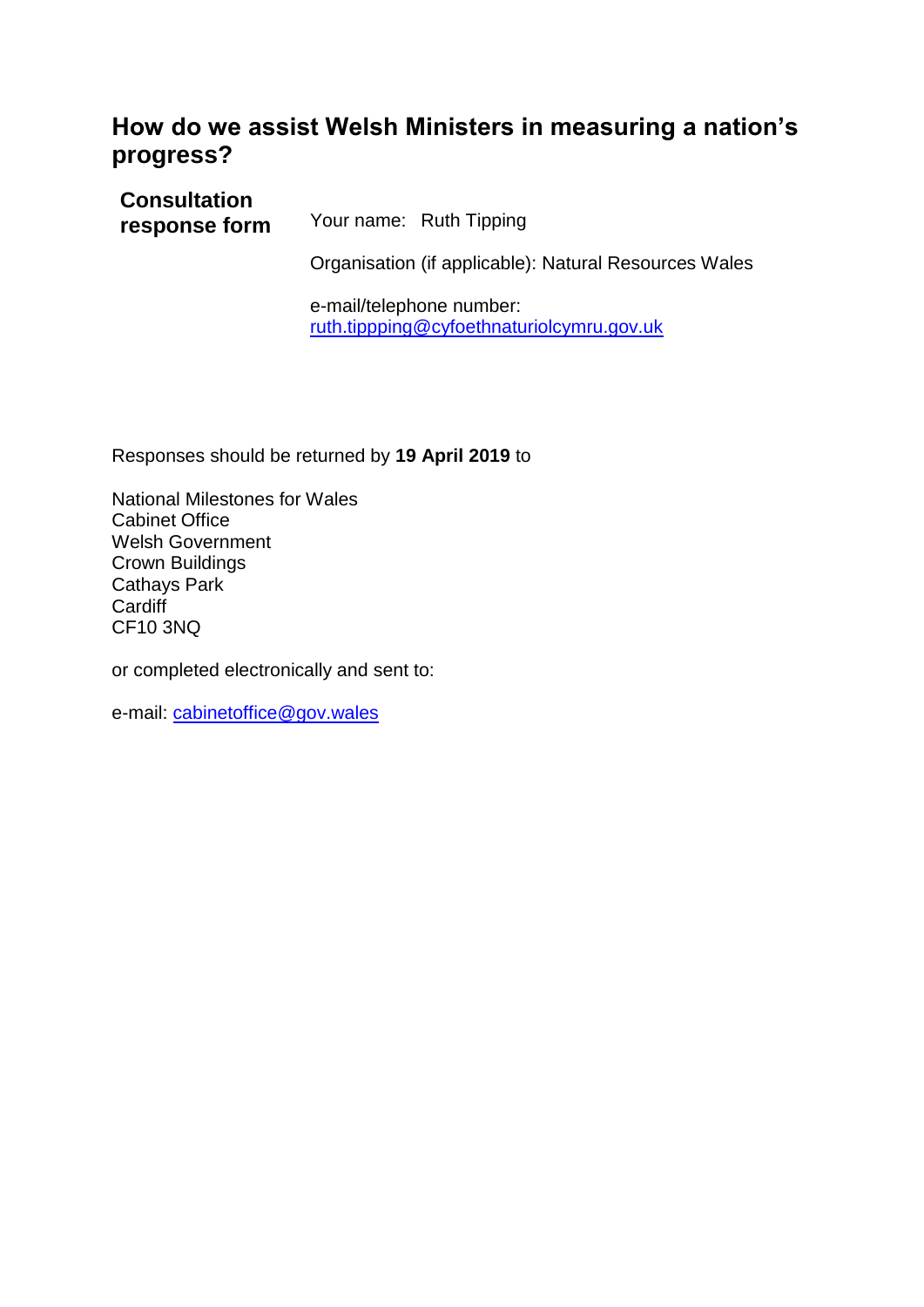## How do we assist Welsh Ministers in measuring a nation's progress?

**Consultation response form**

Your name: Ruth Tipping

Organisation (if applicable): Natural Resources Wales

e-mail/telephone number:
ruth.tippping@cyfoethnaturiolcymru.gov.uk

Responses should be returned by **19 April 2019** to

National Milestones for Wales
Cabinet Office
Welsh Government
Crown Buildings
Cathays Park
Cardiff
CF10 3NQ

or completed electronically and sent to:

e-mail: cabinetoffice@gov.wales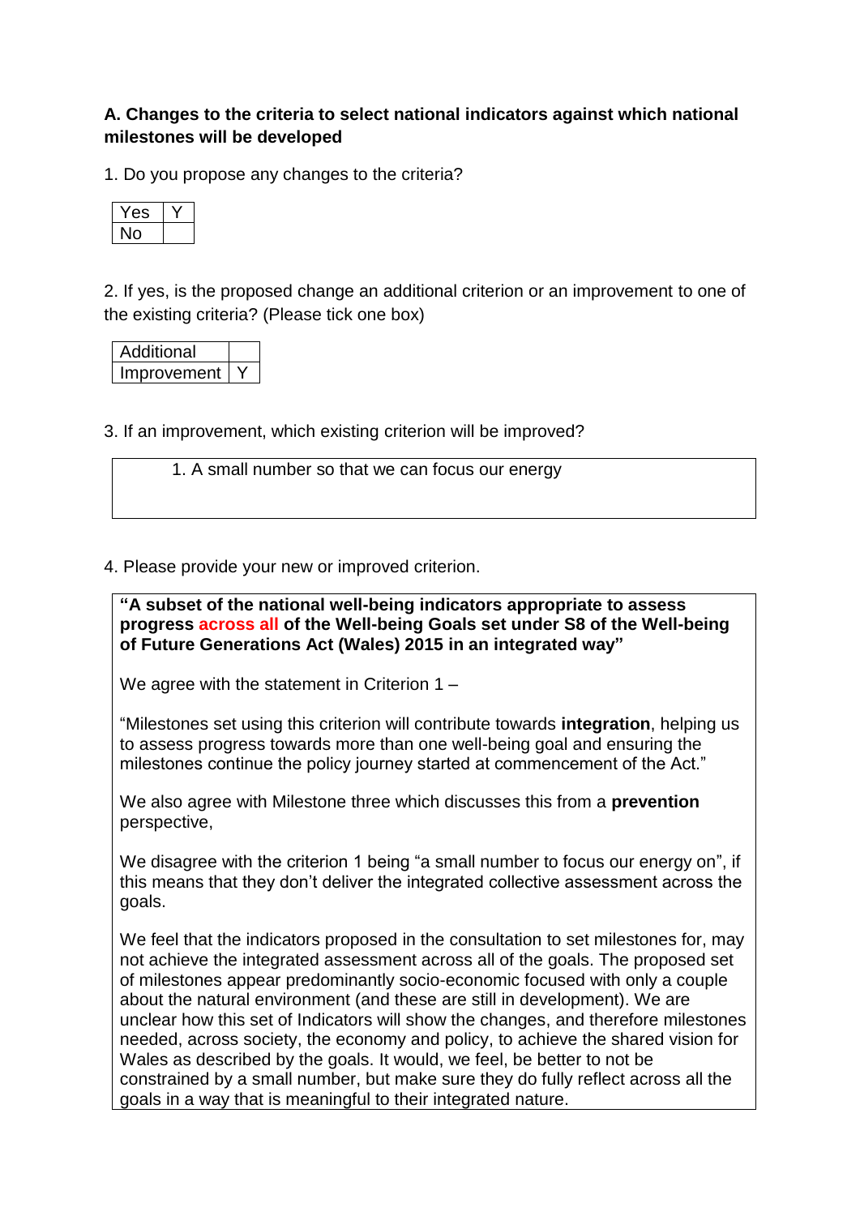**A. Changes to the criteria to select national indicators against which national milestones will be developed**

1. Do you propose any changes to the criteria?

| Yes | Y |
|---|---|
| No | |

2. If yes, is the proposed change an additional criterion or an improvement to one of the existing criteria? (Please tick one box)

| Additional | |
|---|---|
| Improvement | Y |

3. If an improvement, which existing criterion will be improved?

1. A small number so that we can focus our energy

4. Please provide your new or improved criterion.

**"A subset of the national well-being indicators appropriate to assess progress across all of the Well-being Goals set under S8 of the Well-being of Future Generations Act (Wales) 2015 in an integrated way"**

We agree with the statement in Criterion 1 –

"Milestones set using this criterion will contribute towards **integration**, helping us to assess progress towards more than one well-being goal and ensuring the milestones continue the policy journey started at commencement of the Act."

We also agree with Milestone three which discusses this from a **prevention** perspective,

We disagree with the criterion 1 being "a small number to focus our energy on", if this means that they don't deliver the integrated collective assessment across the goals.

We feel that the indicators proposed in the consultation to set milestones for, may not achieve the integrated assessment across all of the goals. The proposed set of milestones appear predominantly socio-economic focused with only a couple about the natural environment (and these are still in development). We are unclear how this set of Indicators will show the changes, and therefore milestones needed, across society, the economy and policy, to achieve the shared vision for Wales as described by the goals. It would, we feel, be better to not be constrained by a small number, but make sure they do fully reflect across all the goals in a way that is meaningful to their integrated nature.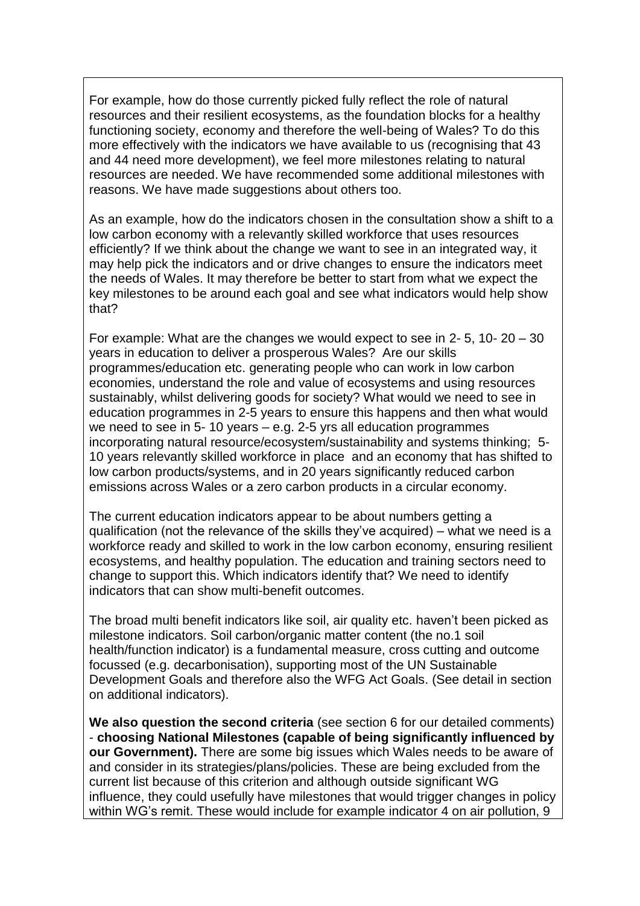For example, how do those currently picked fully reflect the role of natural resources and their resilient ecosystems, as the foundation blocks for a healthy functioning society, economy and therefore the well-being of Wales? To do this more effectively with the indicators we have available to us (recognising that 43 and 44 need more development), we feel more milestones relating to natural resources are needed. We have recommended some additional milestones with reasons. We have made suggestions about others too.

As an example, how do the indicators chosen in the consultation show a shift to a low carbon economy with a relevantly skilled workforce that uses resources efficiently? If we think about the change we want to see in an integrated way, it may help pick the indicators and or drive changes to ensure the indicators meet the needs of Wales. It may therefore be better to start from what we expect the key milestones to be around each goal and see what indicators would help show that?

For example: What are the changes we would expect to see in 2- 5, 10- 20 – 30 years in education to deliver a prosperous Wales? Are our skills programmes/education etc. generating people who can work in low carbon economies, understand the role and value of ecosystems and using resources sustainably, whilst delivering goods for society? What would we need to see in education programmes in 2-5 years to ensure this happens and then what would we need to see in 5- 10 years – e.g. 2-5 yrs all education programmes incorporating natural resource/ecosystem/sustainability and systems thinking; 5-10 years relevantly skilled workforce in place and an economy that has shifted to low carbon products/systems, and in 20 years significantly reduced carbon emissions across Wales or a zero carbon products in a circular economy.

The current education indicators appear to be about numbers getting a qualification (not the relevance of the skills they've acquired) – what we need is a workforce ready and skilled to work in the low carbon economy, ensuring resilient ecosystems, and healthy population. The education and training sectors need to change to support this. Which indicators identify that? We need to identify indicators that can show multi-benefit outcomes.

The broad multi benefit indicators like soil, air quality etc. haven't been picked as milestone indicators. Soil carbon/organic matter content (the no.1 soil health/function indicator) is a fundamental measure, cross cutting and outcome focussed (e.g. decarbonisation), supporting most of the UN Sustainable Development Goals and therefore also the WFG Act Goals. (See detail in section on additional indicators).

**We also question the second criteria** (see section 6 for our detailed comments) - **choosing National Milestones (capable of being significantly influenced by our Government).** There are some big issues which Wales needs to be aware of and consider in its strategies/plans/policies. These are being excluded from the current list because of this criterion and although outside significant WG influence, they could usefully have milestones that would trigger changes in policy within WG's remit. These would include for example indicator 4 on air pollution, 9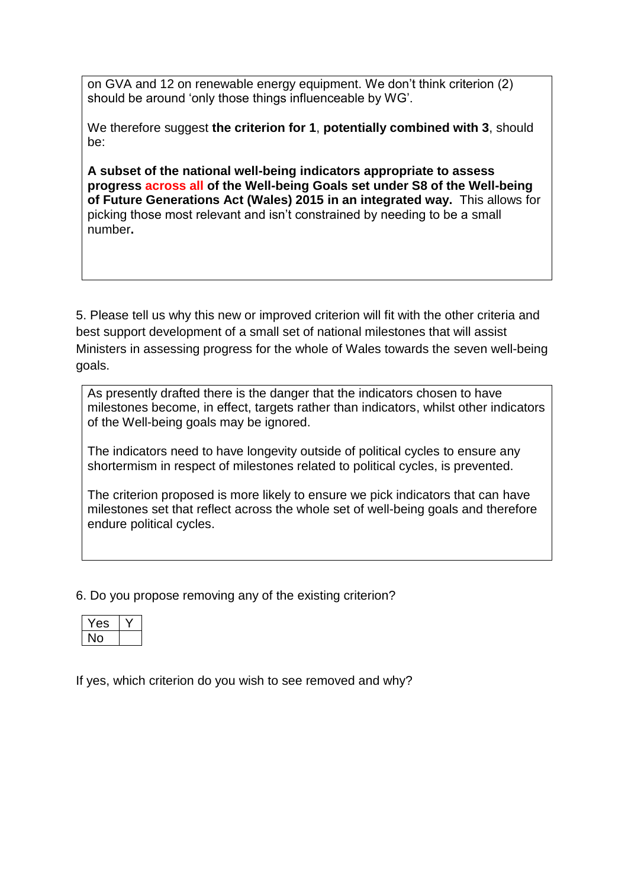on GVA and 12 on renewable energy equipment. We don't think criterion (2) should be around 'only those things influenceable by WG'.

We therefore suggest **the criterion for 1**, **potentially combined with 3**, should be:

**A subset of the national well-being indicators appropriate to assess progress across all of the Well-being Goals set under S8 of the Well-being of Future Generations Act (Wales) 2015 in an integrated way.** This allows for picking those most relevant and isn't constrained by needing to be a small number**.**

5. Please tell us why this new or improved criterion will fit with the other criteria and best support development of a small set of national milestones that will assist Ministers in assessing progress for the whole of Wales towards the seven well-being goals.

As presently drafted there is the danger that the indicators chosen to have milestones become, in effect, targets rather than indicators, whilst other indicators of the Well-being goals may be ignored.

The indicators need to have longevity outside of political cycles to ensure any shortermism in respect of milestones related to political cycles, is prevented.

The criterion proposed is more likely to ensure we pick indicators that can have milestones set that reflect across the whole set of well-being goals and therefore endure political cycles.

6. Do you propose removing any of the existing criterion?

| Yes | Y |
|---|---|
| No | |

If yes, which criterion do you wish to see removed and why?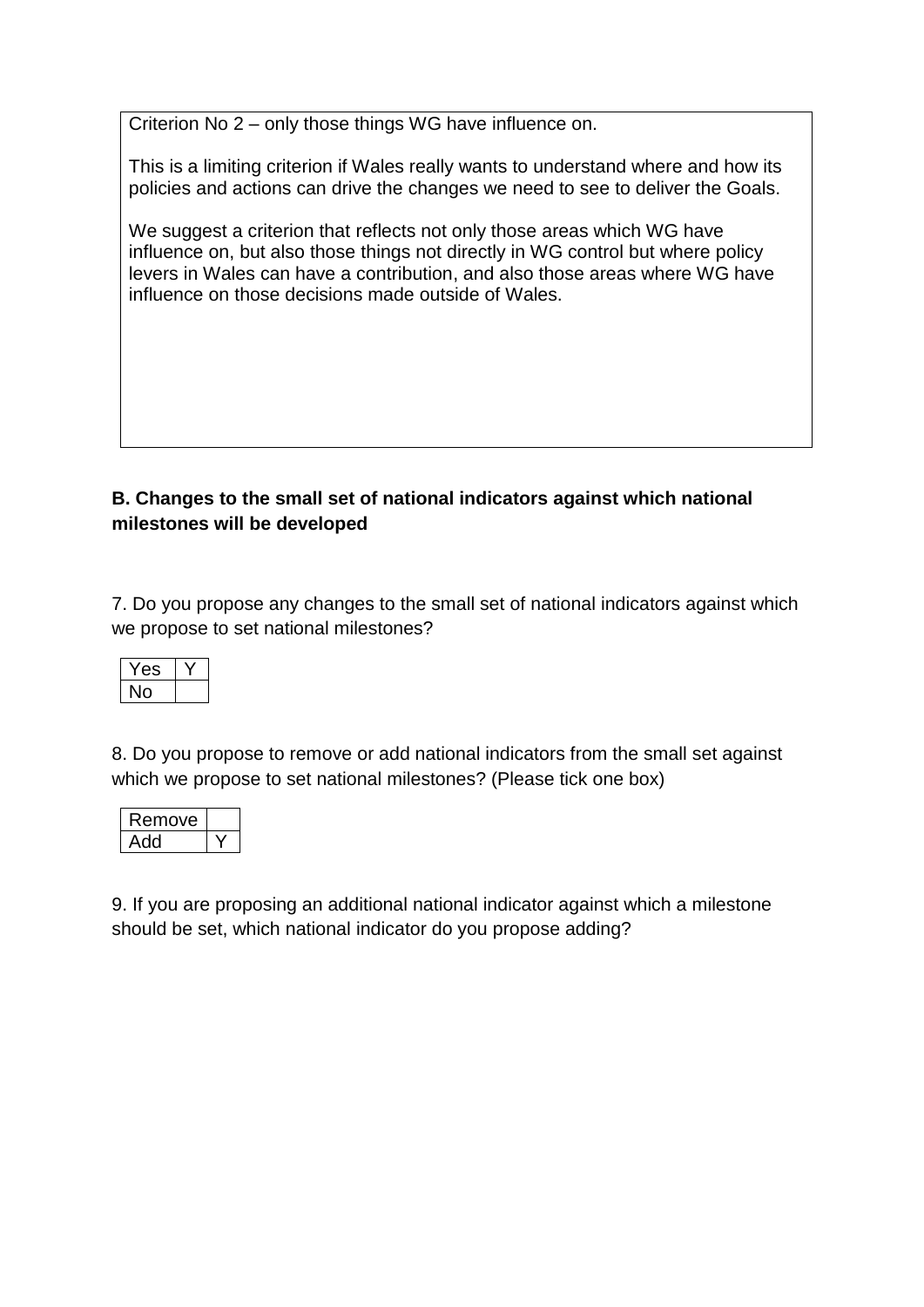Criterion No 2 – only those things WG have influence on.

This is a limiting criterion if Wales really wants to understand where and how its policies and actions can drive the changes we need to see to deliver the Goals.

We suggest a criterion that reflects not only those areas which WG have influence on, but also those things not directly in WG control but where policy levers in Wales can have a contribution, and also those areas where WG have influence on those decisions made outside of Wales.

**B. Changes to the small set of national indicators against which national milestones will be developed**

7. Do you propose any changes to the small set of national indicators against which we propose to set national milestones?

| Yes | Y |
|---|---|
| No | |

8. Do you propose to remove or add national indicators from the small set against which we propose to set national milestones? (Please tick one box)

| Remove | |
|---|---|
| Add | Y |

9. If you are proposing an additional national indicator against which a milestone should be set, which national indicator do you propose adding?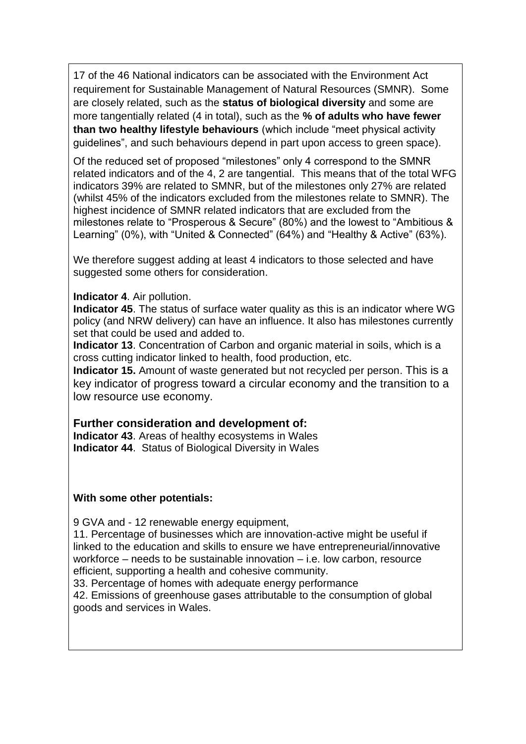17 of the 46 National indicators can be associated with the Environment Act requirement for Sustainable Management of Natural Resources (SMNR). Some are closely related, such as the **status of biological diversity** and some are more tangentially related (4 in total), such as the **% of adults who have fewer than two healthy lifestyle behaviours** (which include "meet physical activity guidelines", and such behaviours depend in part upon access to green space).

Of the reduced set of proposed "milestones" only 4 correspond to the SMNR related indicators and of the 4, 2 are tangential. This means that of the total WFG indicators 39% are related to SMNR, but of the milestones only 27% are related (whilst 45% of the indicators excluded from the milestones relate to SMNR). The highest incidence of SMNR related indicators that are excluded from the milestones relate to "Prosperous & Secure" (80%) and the lowest to "Ambitious & Learning" (0%), with "United & Connected" (64%) and "Healthy & Active" (63%).

We therefore suggest adding at least 4 indicators to those selected and have suggested some others for consideration.

**Indicator 4**. Air pollution.
**Indicator 45**. The status of surface water quality as this is an indicator where WG policy (and NRW delivery) can have an influence. It also has milestones currently set that could be used and added to.
**Indicator 13**. Concentration of Carbon and organic material in soils, which is a cross cutting indicator linked to health, food production, etc.
**Indicator 15.** Amount of waste generated but not recycled per person. This is a key indicator of progress toward a circular economy and the transition to a low resource use economy.

### Further consideration and development of:

**Indicator 43**. Areas of healthy ecosystems in Wales
**Indicator 44**. Status of Biological Diversity in Wales

**With some other potentials:**

9 GVA and - 12 renewable energy equipment,
11. Percentage of businesses which are innovation-active might be useful if linked to the education and skills to ensure we have entrepreneurial/innovative workforce – needs to be sustainable innovation – i.e. low carbon, resource efficient, supporting a health and cohesive community.
33. Percentage of homes with adequate energy performance
42. Emissions of greenhouse gases attributable to the consumption of global goods and services in Wales.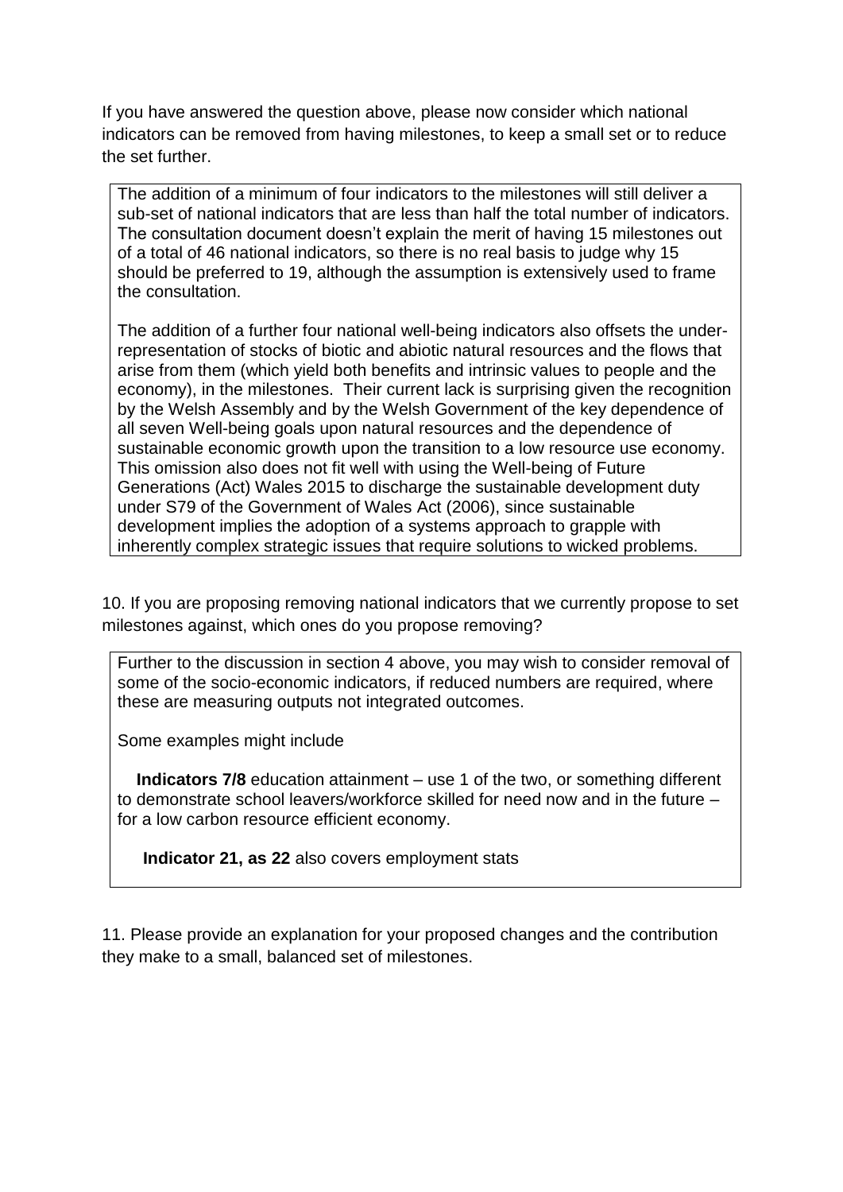If you have answered the question above, please now consider which national indicators can be removed from having milestones, to keep a small set or to reduce the set further.

> The addition of a minimum of four indicators to the milestones will still deliver a sub-set of national indicators that are less than half the total number of indicators. The consultation document doesn't explain the merit of having 15 milestones out of a total of 46 national indicators, so there is no real basis to judge why 15 should be preferred to 19, although the assumption is extensively used to frame the consultation.
>
> The addition of a further four national well-being indicators also offsets the under-representation of stocks of biotic and abiotic natural resources and the flows that arise from them (which yield both benefits and intrinsic values to people and the economy), in the milestones. Their current lack is surprising given the recognition by the Welsh Assembly and by the Welsh Government of the key dependence of all seven Well-being goals upon natural resources and the dependence of sustainable economic growth upon the transition to a low resource use economy. This omission also does not fit well with using the Well-being of Future Generations (Act) Wales 2015 to discharge the sustainable development duty under S79 of the Government of Wales Act (2006), since sustainable development implies the adoption of a systems approach to grapple with inherently complex strategic issues that require solutions to wicked problems.

10. If you are proposing removing national indicators that we currently propose to set milestones against, which ones do you propose removing?

> Further to the discussion in section 4 above, you may wish to consider removal of some of the socio-economic indicators, if reduced numbers are required, where these are measuring outputs not integrated outcomes.
>
> Some examples might include
>
> **Indicators 7/8** education attainment – use 1 of the two, or something different to demonstrate school leavers/workforce skilled for need now and in the future – for a low carbon resource efficient economy.
>
> **Indicator 21, as 22** also covers employment stats

11. Please provide an explanation for your proposed changes and the contribution they make to a small, balanced set of milestones.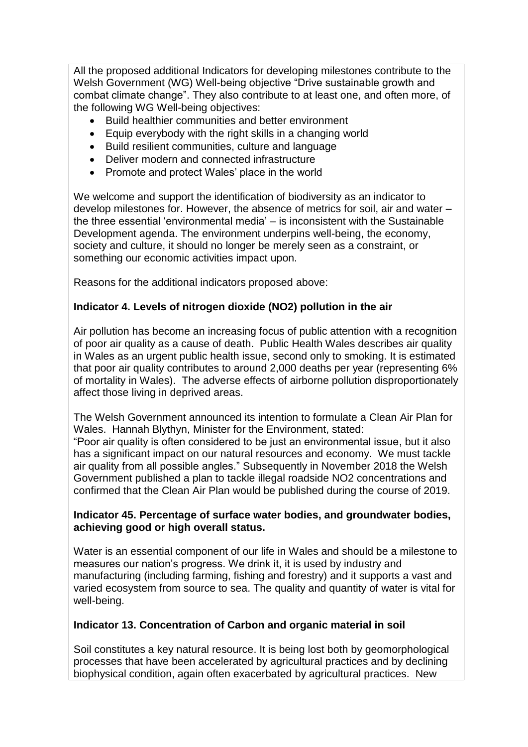All the proposed additional Indicators for developing milestones contribute to the Welsh Government (WG) Well-being objective "Drive sustainable growth and combat climate change". They also contribute to at least one, and often more, of the following WG Well-being objectives:

- Build healthier communities and better environment
- Equip everybody with the right skills in a changing world
- Build resilient communities, culture and language
- Deliver modern and connected infrastructure
- Promote and protect Wales' place in the world

We welcome and support the identification of biodiversity as an indicator to develop milestones for. However, the absence of metrics for soil, air and water – the three essential 'environmental media' – is inconsistent with the Sustainable Development agenda. The environment underpins well-being, the economy, society and culture, it should no longer be merely seen as a constraint, or something our economic activities impact upon.

Reasons for the additional indicators proposed above:

**Indicator 4. Levels of nitrogen dioxide ($NO_2$) pollution in the air**

Air pollution has become an increasing focus of public attention with a recognition of poor air quality as a cause of death. Public Health Wales describes air quality in Wales as an urgent public health issue, second only to smoking. It is estimated that poor air quality contributes to around 2,000 deaths per year (representing 6% of mortality in Wales). The adverse effects of airborne pollution disproportionately affect those living in deprived areas.

The Welsh Government announced its intention to formulate a Clean Air Plan for Wales. Hannah Blythyn, Minister for the Environment, stated:
"Poor air quality is often considered to be just an environmental issue, but it also has a significant impact on our natural resources and economy. We must tackle air quality from all possible angles." Subsequently in November 2018 the Welsh Government published a plan to tackle illegal roadside $NO_2$ concentrations and confirmed that the Clean Air Plan would be published during the course of 2019.

**Indicator 45. Percentage of surface water bodies, and groundwater bodies, achieving good or high overall status.**

Water is an essential component of our life in Wales and should be a milestone to measures our nation's progress. We drink it, it is used by industry and manufacturing (including farming, fishing and forestry) and it supports a vast and varied ecosystem from source to sea. The quality and quantity of water is vital for well-being.

**Indicator 13. Concentration of Carbon and organic material in soil**

Soil constitutes a key natural resource. It is being lost both by geomorphological processes that have been accelerated by agricultural practices and by declining biophysical condition, again often exacerbated by agricultural practices. New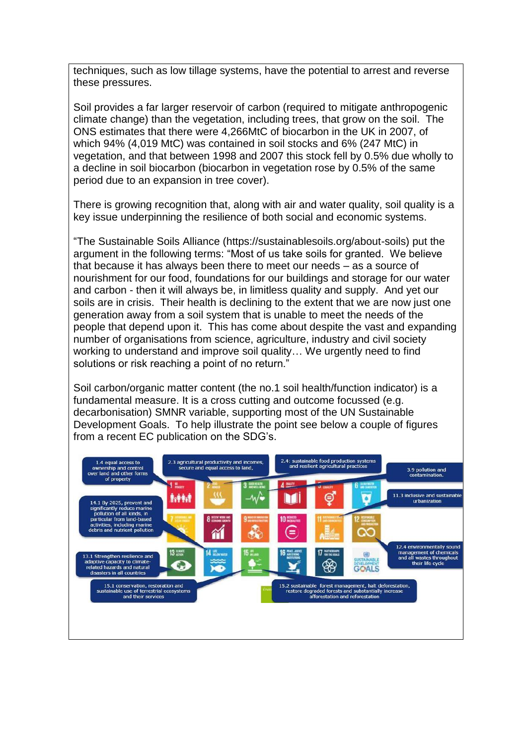techniques, such as low tillage systems, have the potential to arrest and reverse these pressures.

Soil provides a far larger reservoir of carbon (required to mitigate anthropogenic climate change) than the vegetation, including trees, that grow on the soil. The ONS estimates that there were 4,266MtC of biocarbon in the UK in 2007, of which 94% (4,019 MtC) was contained in soil stocks and 6% (247 MtC) in vegetation, and that between 1998 and 2007 this stock fell by 0.5% due wholly to a decline in soil biocarbon (biocarbon in vegetation rose by 0.5% of the same period due to an expansion in tree cover).

There is growing recognition that, along with air and water quality, soil quality is a key issue underpinning the resilience of both social and economic systems.

"The Sustainable Soils Alliance (https://sustainablesoils.org/about-soils) put the argument in the following terms: "Most of us take soils for granted. We believe that because it has always been there to meet our needs – as a source of nourishment for our food, foundations for our buildings and storage for our water and carbon - then it will always be, in limitless quality and supply. And yet our soils are in crisis. Their health is declining to the extent that we are now just one generation away from a soil system that is unable to meet the needs of the people that depend upon it. This has come about despite the vast and expanding number of organisations from science, agriculture, industry and civil society working to understand and improve soil quality… We urgently need to find solutions or risk reaching a point of no return."

Soil carbon/organic matter content (the no.1 soil health/function indicator) is a fundamental measure. It is a cross cutting and outcome focussed (e.g. decarbonisation) SMNR variable, supporting most of the UN Sustainable Development Goals. To help illustrate the point see below a couple of figures from a recent EC publication on the SDG's.

- 1.4 equal access to ownership and control over land and other forms of property
- 2.3 agricultural productivity and incomes, secure and equal access to land,
- 2.4: sustainable food production systems and resilient agricultural practices
- 3.9 pollution and contamination.
- 11.3 inclusive and sustainable urbanization
- 12.4 environmentally sound management of chemicals and all wastes throughout their life cycle
- 14.1 By 2025, prevent and significantly reduce marine pollution of all kinds, in particular from land-based activities, including marine debris and nutrient pollution
- 13.1 Strengthen resilience and adaptive capacity to climate-related hazards and natural disasters in all countries
- 15.1 conservation, restoration and sustainable use of terrestrial ecosystems and their services
- 15.2 sustainable forest management, halt deforestation, restore degraded forests and substantially increase afforestation and reforestation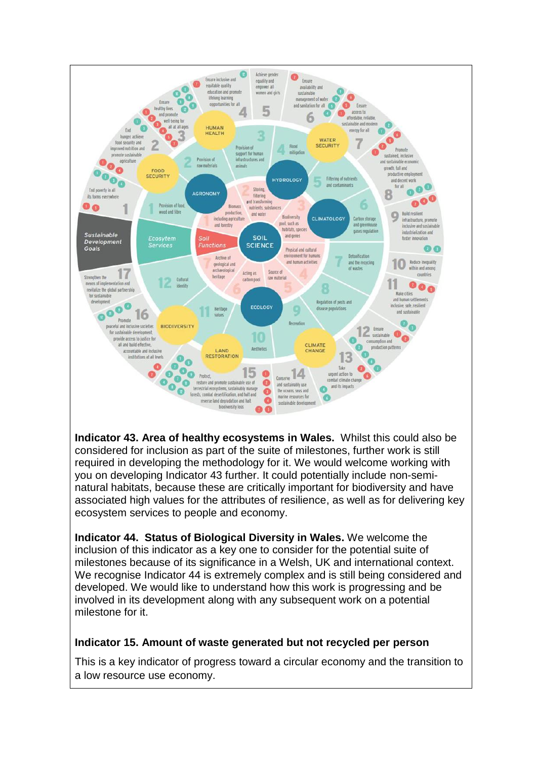**Indicator 43. Area of healthy ecosystems in Wales.** Whilst this could also be considered for inclusion as part of the suite of milestones, further work is still required in developing the methodology for it. We would welcome working with you on developing Indicator 43 further. It could potentially include non-semi-natural habitats, because these are critically important for biodiversity and have associated high values for the attributes of resilience, as well as for delivering key ecosystem services to people and economy.

**Indicator 44. Status of Biological Diversity in Wales.** We welcome the inclusion of this indicator as a key one to consider for the potential suite of milestones because of its significance in a Welsh, UK and international context. We recognise Indicator 44 is extremely complex and is still being considered and developed. We would like to understand how this work is progressing and be involved in its development along with any subsequent work on a potential milestone for it.

**Indicator 15. Amount of waste generated but not recycled per person**

This is a key indicator of progress toward a circular economy and the transition to a low resource use economy.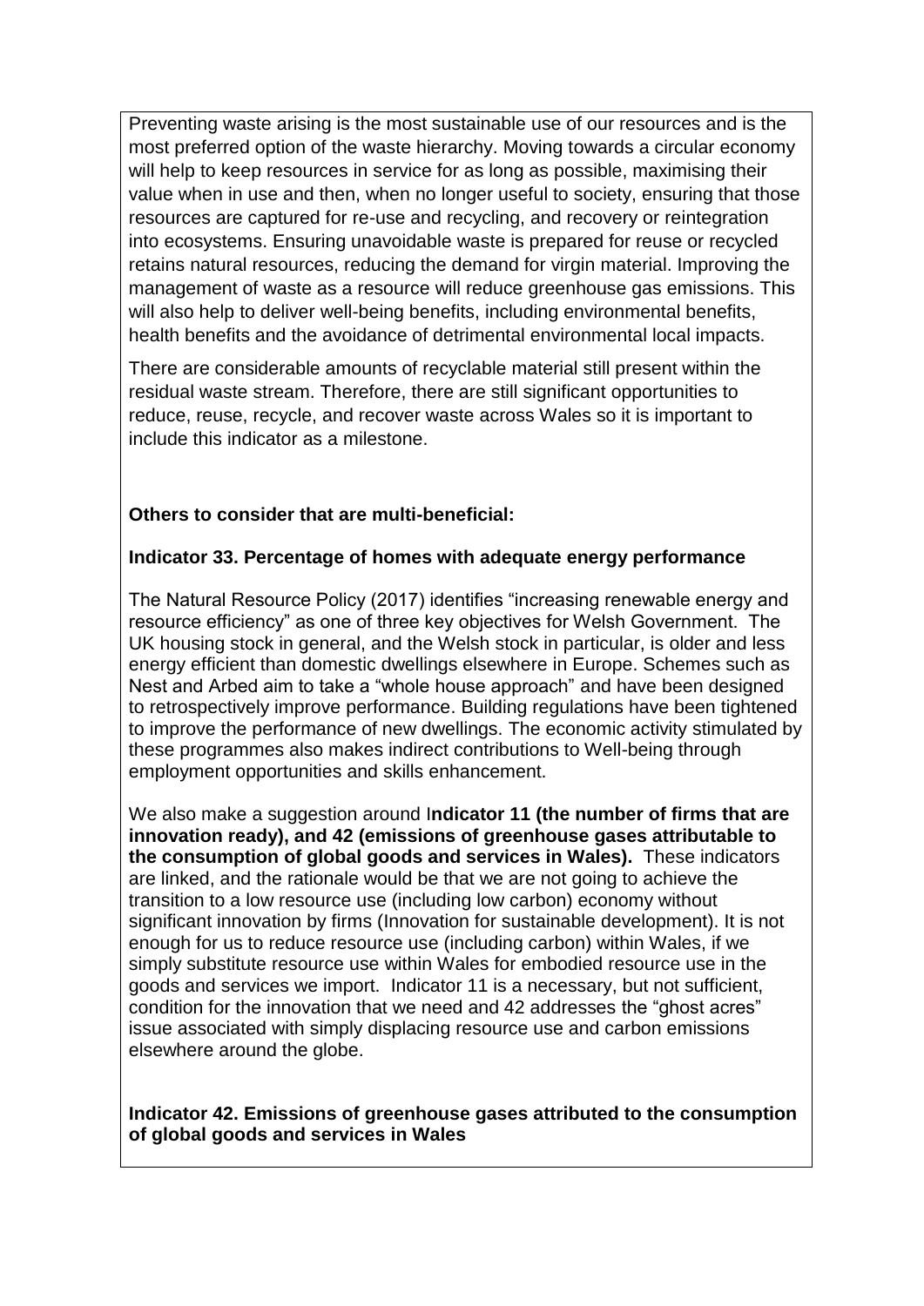Preventing waste arising is the most sustainable use of our resources and is the most preferred option of the waste hierarchy. Moving towards a circular economy will help to keep resources in service for as long as possible, maximising their value when in use and then, when no longer useful to society, ensuring that those resources are captured for re-use and recycling, and recovery or reintegration into ecosystems. Ensuring unavoidable waste is prepared for reuse or recycled retains natural resources, reducing the demand for virgin material. Improving the management of waste as a resource will reduce greenhouse gas emissions. This will also help to deliver well-being benefits, including environmental benefits, health benefits and the avoidance of detrimental environmental local impacts.

There are considerable amounts of recyclable material still present within the residual waste stream. Therefore, there are still significant opportunities to reduce, reuse, recycle, and recover waste across Wales so it is important to include this indicator as a milestone.

**Others to consider that are multi-beneficial:**

**Indicator 33. Percentage of homes with adequate energy performance**

The Natural Resource Policy (2017) identifies "increasing renewable energy and resource efficiency" as one of three key objectives for Welsh Government. The UK housing stock in general, and the Welsh stock in particular, is older and less energy efficient than domestic dwellings elsewhere in Europe. Schemes such as Nest and Arbed aim to take a "whole house approach" and have been designed to retrospectively improve performance. Building regulations have been tightened to improve the performance of new dwellings. The economic activity stimulated by these programmes also makes indirect contributions to Well-being through employment opportunities and skills enhancement.

We also make a suggestion around I**ndicator 11 (the number of firms that are innovation ready), and 42 (emissions of greenhouse gases attributable to the consumption of global goods and services in Wales).** These indicators are linked, and the rationale would be that we are not going to achieve the transition to a low resource use (including low carbon) economy without significant innovation by firms (Innovation for sustainable development). It is not enough for us to reduce resource use (including carbon) within Wales, if we simply substitute resource use within Wales for embodied resource use in the goods and services we import. Indicator 11 is a necessary, but not sufficient, condition for the innovation that we need and 42 addresses the "ghost acres" issue associated with simply displacing resource use and carbon emissions elsewhere around the globe.

**Indicator 42. Emissions of greenhouse gases attributed to the consumption of global goods and services in Wales**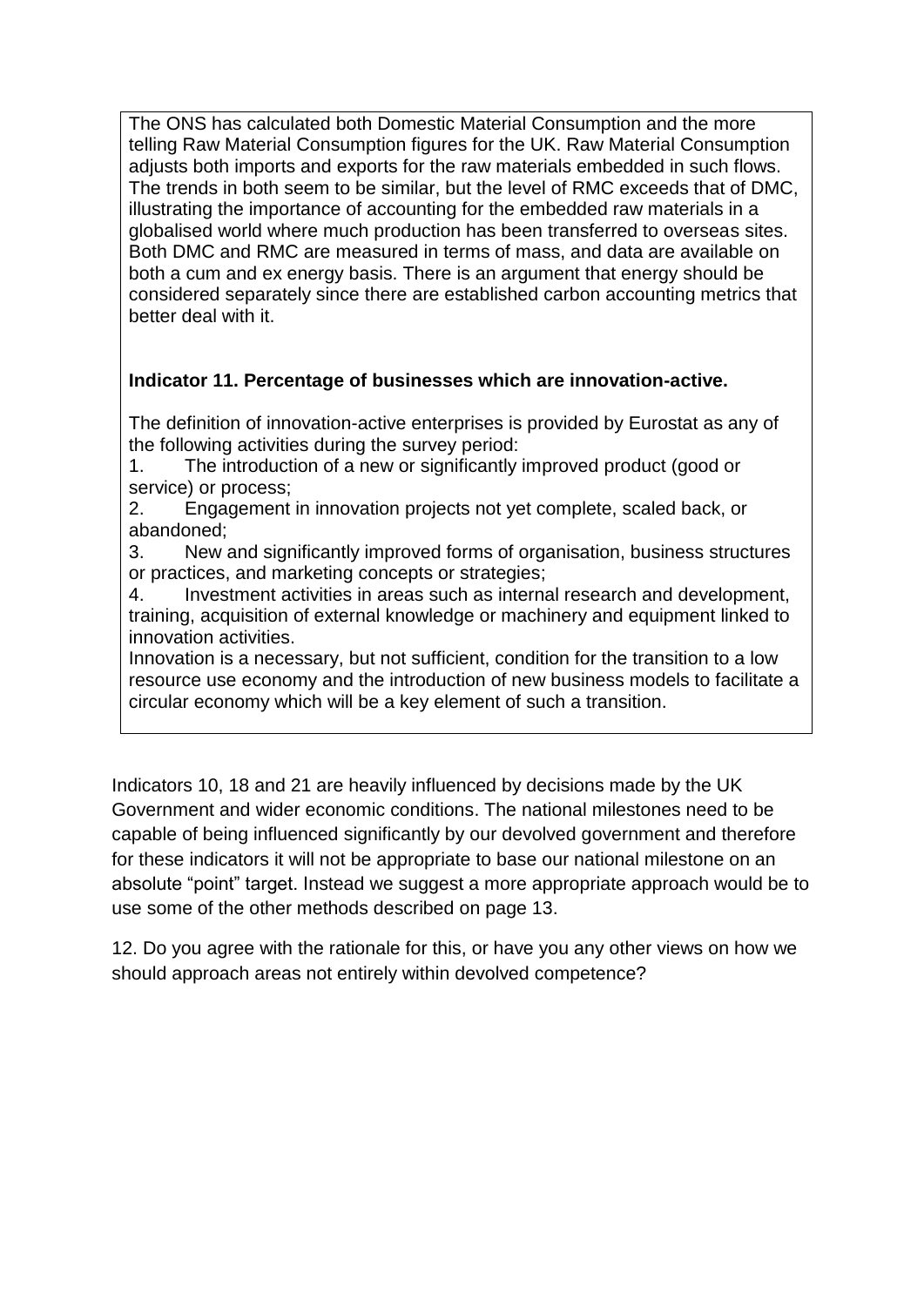The ONS has calculated both Domestic Material Consumption and the more telling Raw Material Consumption figures for the UK. Raw Material Consumption adjusts both imports and exports for the raw materials embedded in such flows. The trends in both seem to be similar, but the level of RMC exceeds that of DMC, illustrating the importance of accounting for the embedded raw materials in a globalised world where much production has been transferred to overseas sites. Both DMC and RMC are measured in terms of mass, and data are available on both a cum and ex energy basis. There is an argument that energy should be considered separately since there are established carbon accounting metrics that better deal with it.

**Indicator 11. Percentage of businesses which are innovation-active.**

The definition of innovation-active enterprises is provided by Eurostat as any of the following activities during the survey period:

1. The introduction of a new or significantly improved product (good or service) or process;
2. Engagement in innovation projects not yet complete, scaled back, or abandoned;
3. New and significantly improved forms of organisation, business structures or practices, and marketing concepts or strategies;
4. Investment activities in areas such as internal research and development, training, acquisition of external knowledge or machinery and equipment linked to innovation activities.

Innovation is a necessary, but not sufficient, condition for the transition to a low resource use economy and the introduction of new business models to facilitate a circular economy which will be a key element of such a transition.

Indicators 10, 18 and 21 are heavily influenced by decisions made by the UK Government and wider economic conditions. The national milestones need to be capable of being influenced significantly by our devolved government and therefore for these indicators it will not be appropriate to base our national milestone on an absolute "point" target. Instead we suggest a more appropriate approach would be to use some of the other methods described on page 13.

12. Do you agree with the rationale for this, or have you any other views on how we should approach areas not entirely within devolved competence?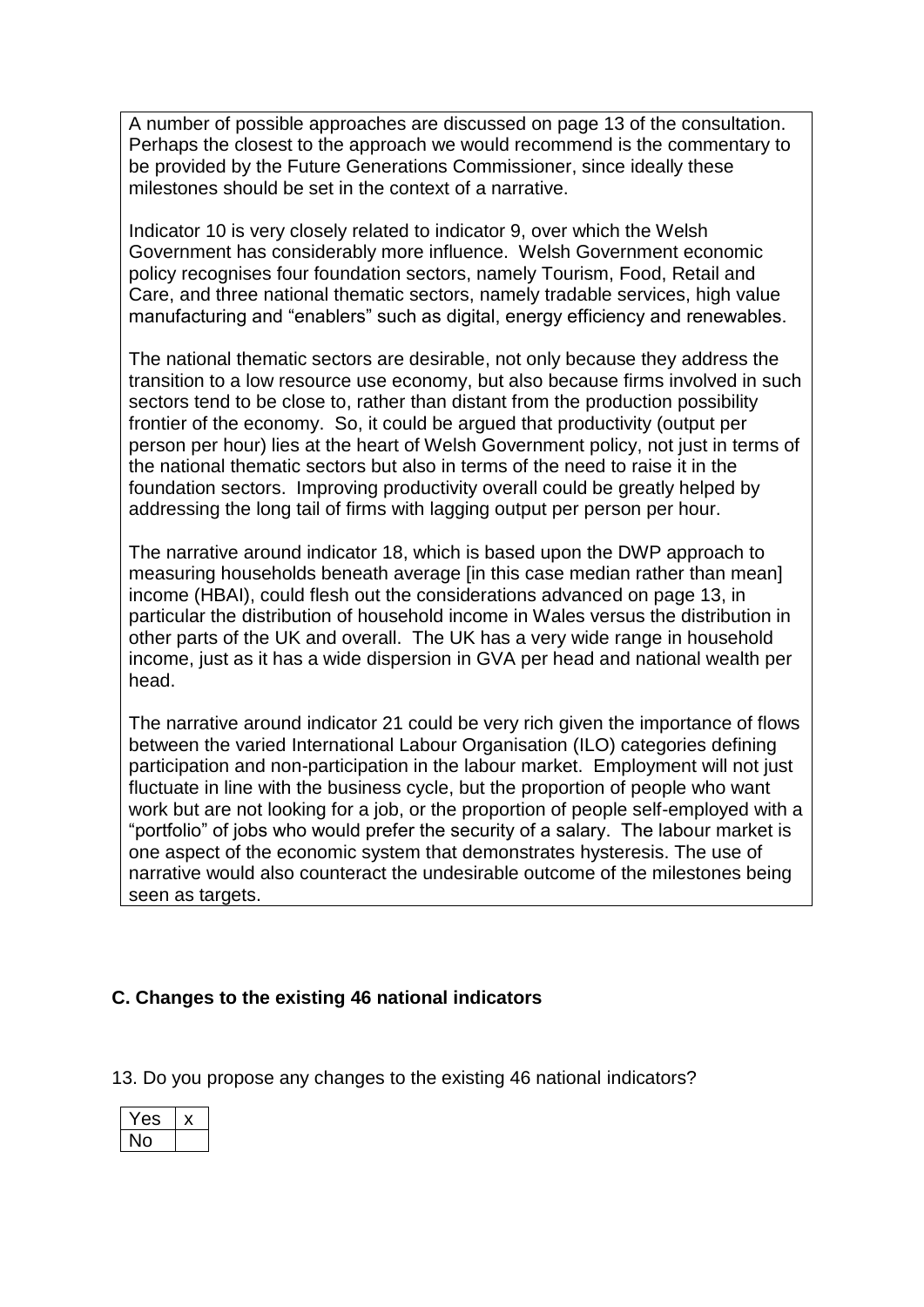A number of possible approaches are discussed on page 13 of the consultation. Perhaps the closest to the approach we would recommend is the commentary to be provided by the Future Generations Commissioner, since ideally these milestones should be set in the context of a narrative.

Indicator 10 is very closely related to indicator 9, over which the Welsh Government has considerably more influence. Welsh Government economic policy recognises four foundation sectors, namely Tourism, Food, Retail and Care, and three national thematic sectors, namely tradable services, high value manufacturing and "enablers" such as digital, energy efficiency and renewables.

The national thematic sectors are desirable, not only because they address the transition to a low resource use economy, but also because firms involved in such sectors tend to be close to, rather than distant from the production possibility frontier of the economy. So, it could be argued that productivity (output per person per hour) lies at the heart of Welsh Government policy, not just in terms of the national thematic sectors but also in terms of the need to raise it in the foundation sectors. Improving productivity overall could be greatly helped by addressing the long tail of firms with lagging output per person per hour.

The narrative around indicator 18, which is based upon the DWP approach to measuring households beneath average [in this case median rather than mean] income (HBAI), could flesh out the considerations advanced on page 13, in particular the distribution of household income in Wales versus the distribution in other parts of the UK and overall. The UK has a very wide range in household income, just as it has a wide dispersion in GVA per head and national wealth per head.

The narrative around indicator 21 could be very rich given the importance of flows between the varied International Labour Organisation (ILO) categories defining participation and non-participation in the labour market. Employment will not just fluctuate in line with the business cycle, but the proportion of people who want work but are not looking for a job, or the proportion of people self-employed with a "portfolio" of jobs who would prefer the security of a salary. The labour market is one aspect of the economic system that demonstrates hysteresis. The use of narrative would also counteract the undesirable outcome of the milestones being seen as targets.

## C. Changes to the existing 46 national indicators

13. Do you propose any changes to the existing 46 national indicators?

| Yes | x |
|---|---|
| No | |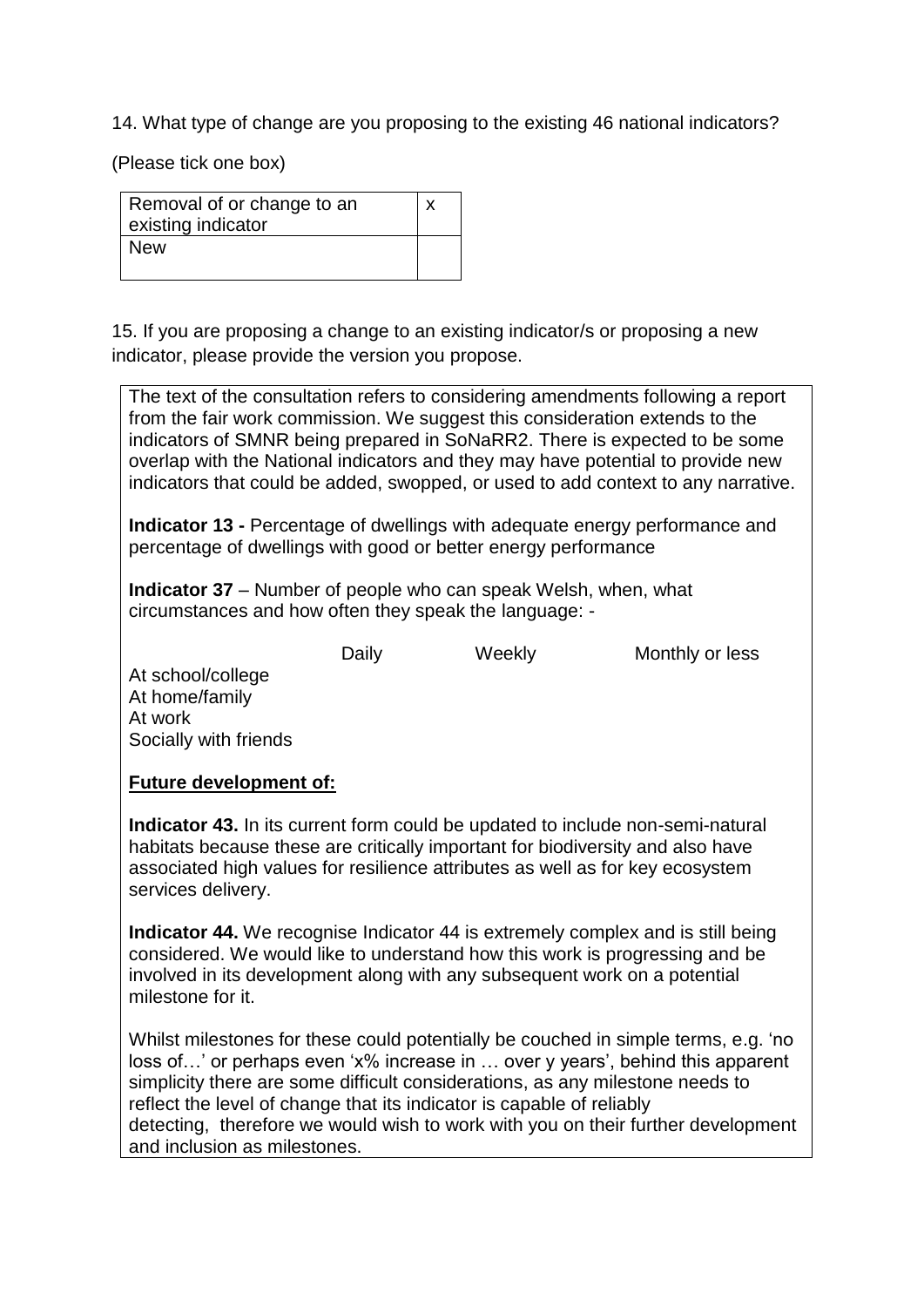14. What type of change are you proposing to the existing 46 national indicators?

(Please tick one box)

| Removal of or change to an existing indicator | x |
| --- | --- |
| New | |

15. If you are proposing a change to an existing indicator/s or proposing a new indicator, please provide the version you propose.

The text of the consultation refers to considering amendments following a report from the fair work commission. We suggest this consideration extends to the indicators of SMNR being prepared in SoNaRR2. There is expected to be some overlap with the National indicators and they may have potential to provide new indicators that could be added, swopped, or used to add context to any narrative.

**Indicator 13 -** Percentage of dwellings with adequate energy performance and percentage of dwellings with good or better energy performance

**Indicator 37** – Number of people who can speak Welsh, when, what circumstances and how often they speak the language: -

| | Daily | Weekly | Monthly or less |
| --- | --- | --- | --- |
| At school/college | | | |
| At home/family | | | |
| At work | | | |
| Socially with friends | | | |

**<u>Future development of:</u>**

**Indicator 43.** In its current form could be updated to include non-semi-natural habitats because these are critically important for biodiversity and also have associated high values for resilience attributes as well as for key ecosystem services delivery.

**Indicator 44.** We recognise Indicator 44 is extremely complex and is still being considered. We would like to understand how this work is progressing and be involved in its development along with any subsequent work on a potential milestone for it.

Whilst milestones for these could potentially be couched in simple terms, e.g. 'no loss of…' or perhaps even 'x% increase in … over y years', behind this apparent simplicity there are some difficult considerations, as any milestone needs to reflect the level of change that its indicator is capable of reliably detecting, therefore we would wish to work with you on their further development and inclusion as milestones.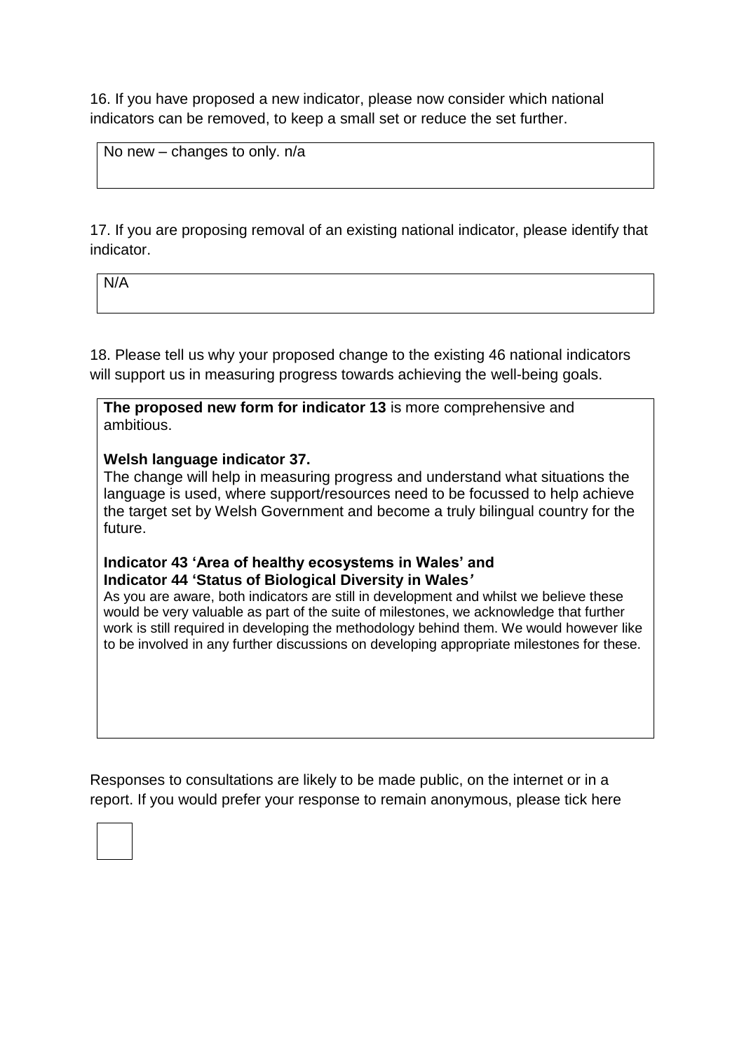16. If you have proposed a new indicator, please now consider which national indicators can be removed, to keep a small set or reduce the set further.

No new – changes to only. n/a

17. If you are proposing removal of an existing national indicator, please identify that indicator.

N/A

18. Please tell us why your proposed change to the existing 46 national indicators will support us in measuring progress towards achieving the well-being goals.

**The proposed new form for indicator 13** is more comprehensive and ambitious.

**Welsh language indicator 37.**
The change will help in measuring progress and understand what situations the language is used, where support/resources need to be focussed to help achieve the target set by Welsh Government and become a truly bilingual country for the future.

**Indicator 43 'Area of healthy ecosystems in Wales' and**
**Indicator 44 'Status of Biological Diversity in Wales'**
As you are aware, both indicators are still in development and whilst we believe these would be very valuable as part of the suite of milestones, we acknowledge that further work is still required in developing the methodology behind them. We would however like to be involved in any further discussions on developing appropriate milestones for these.

Responses to consultations are likely to be made public, on the internet or in a report. If you would prefer your response to remain anonymous, please tick here

☐